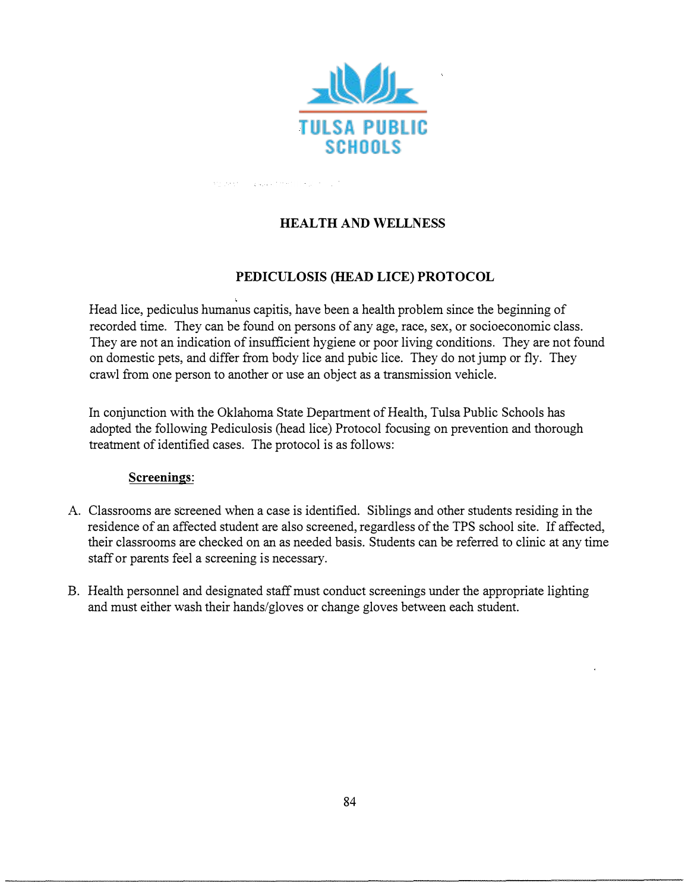TULSA PUBLIC SCHOOLS

# HEALTH AND WELLNESS

## PEDICULOSIS (HEAD LICE) PROTOCOL

Head lice, pediculus humanus capitis, have been a health problem since the beginning of recorded time. They can be found on persons of any age, race, sex, or socioeconomic class. They are not an indication of insufficient hygiene or poor living conditions. They are not found on domestic pets, and differ from body lice and pubic lice. They do not jump or fly. They crawl from one person to another or use an object as a transmission vehicle.

In conjunction with the Oklahoma State Department of Health, Tulsa Public Schools has adopted the following Pediculosis (head lice) Protocol focusing on prevention and thorough treatment of identified cases. The protocol is as follows:

**Screenings:**

A. Classrooms are screened when a case is identified. Siblings and other students residing in the residence of an affected student are also screened, regardless of the TPS school site. If affected, their classrooms are checked on an as needed basis. Students can be referred to clinic at any time staff or parents feel a screening is necessary.

B. Health personnel and designated staff must conduct screenings under the appropriate lighting and must either wash their hands/gloves or change gloves between each student.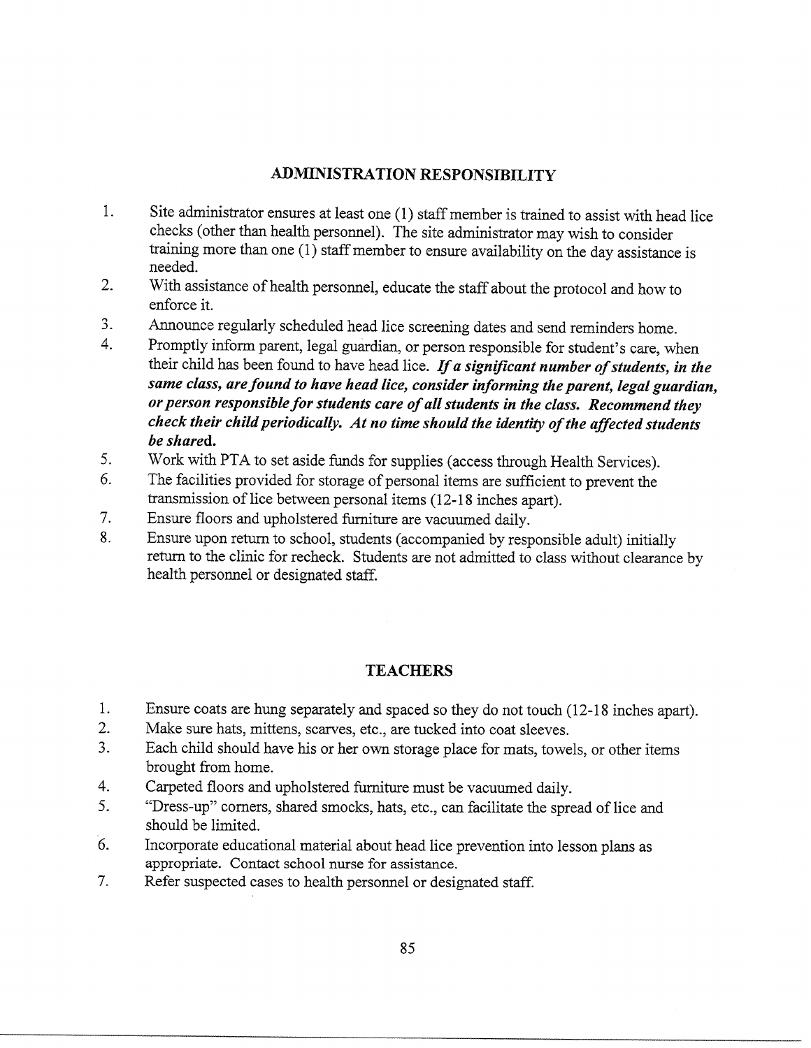## ADMINISTRATION RESPONSIBILITY

1. Site administrator ensures at least one (1) staff member is trained to assist with head lice checks (other than health personnel). The site administrator may wish to consider training more than one (1) staff member to ensure availability on the day assistance is needed.
2. With assistance of health personnel, educate the staff about the protocol and how to enforce it.
3. Announce regularly scheduled head lice screening dates and send reminders home.
4. Promptly inform parent, legal guardian, or person responsible for student's care, when their child has been found to have head lice. ***If a significant number of students, in the same class, are found to have head lice, consider informing the parent, legal guardian, or person responsible for students care of all students in the class. Recommend they check their child periodically. At no time should the identity of the affected students be shared.***
5. Work with PTA to set aside funds for supplies (access through Health Services).
6. The facilities provided for storage of personal items are sufficient to prevent the transmission of lice between personal items (12-18 inches apart).
7. Ensure floors and upholstered furniture are vacuumed daily.
8. Ensure upon return to school, students (accompanied by responsible adult) initially return to the clinic for recheck. Students are not admitted to class without clearance by health personnel or designated staff.

## TEACHERS

1. Ensure coats are hung separately and spaced so they do not touch (12-18 inches apart).
2. Make sure hats, mittens, scarves, etc., are tucked into coat sleeves.
3. Each child should have his or her own storage place for mats, towels, or other items brought from home.
4. Carpeted floors and upholstered furniture must be vacuumed daily.
5. "Dress-up" corners, shared smocks, hats, etc., can facilitate the spread of lice and should be limited.
6. Incorporate educational material about head lice prevention into lesson plans as appropriate. Contact school nurse for assistance.
7. Refer suspected cases to health personnel or designated staff.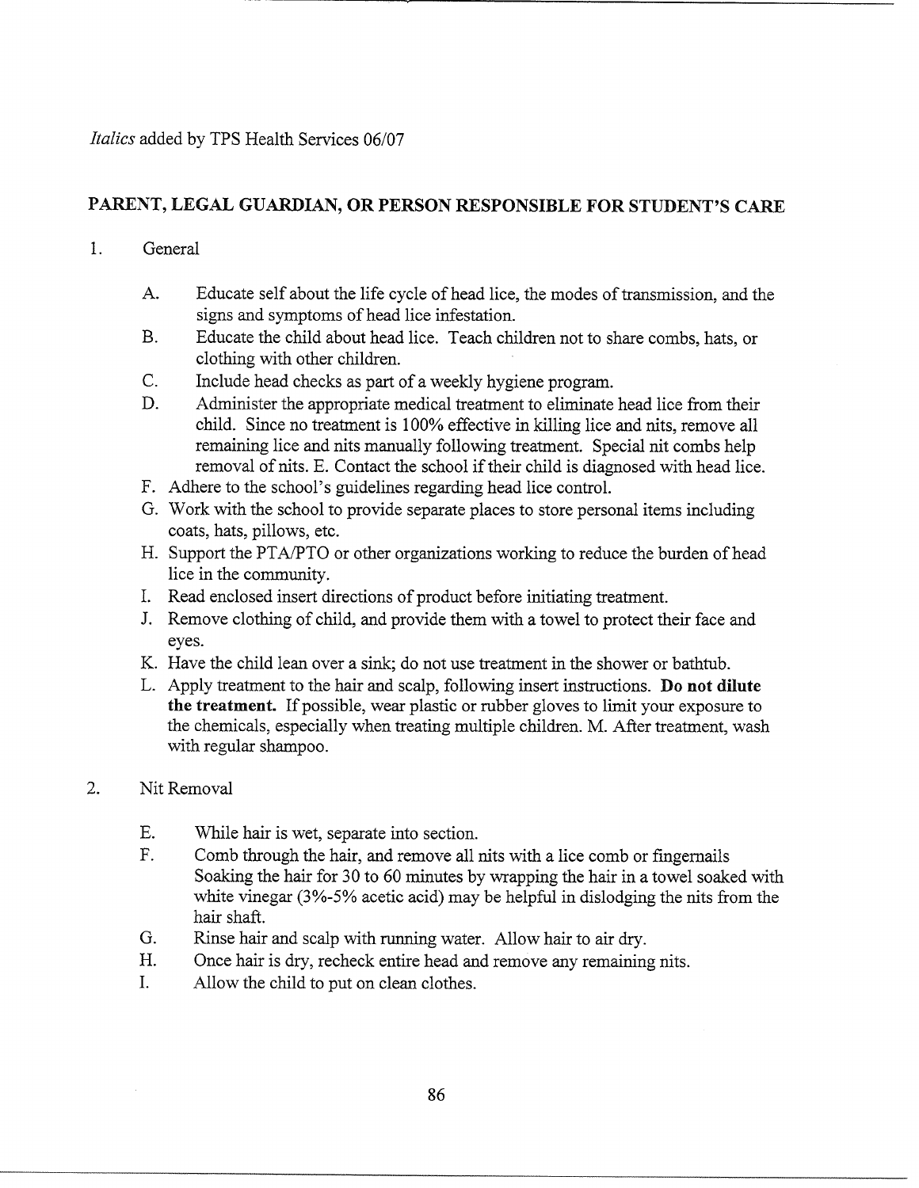*Italics* added by TPS Health Services 06/07

## PARENT, LEGAL GUARDIAN, OR PERSON RESPONSIBLE FOR STUDENT'S CARE

1. General

   A. Educate self about the life cycle of head lice, the modes of transmission, and the signs and symptoms of head lice infestation.
   B. Educate the child about head lice. Teach children not to share combs, hats, or clothing with other children.
   C. Include head checks as part of a weekly hygiene program.
   D. Administer the appropriate medical treatment to eliminate head lice from their child. Since no treatment is 100% effective in killing lice and nits, remove all remaining lice and nits manually following treatment. Special nit combs help removal of nits. E. Contact the school if their child is diagnosed with head lice.
   F. Adhere to the school's guidelines regarding head lice control.
   G. Work with the school to provide separate places to store personal items including coats, hats, pillows, etc.
   H. Support the PTA/PTO or other organizations working to reduce the burden of head lice in the community.
   I. Read enclosed insert directions of product before initiating treatment.
   J. Remove clothing of child, and provide them with a towel to protect their face and eyes.
   K. Have the child lean over a sink; do not use treatment in the shower or bathtub.
   L. Apply treatment to the hair and scalp, following insert instructions. **Do not dilute the treatment.** If possible, wear plastic or rubber gloves to limit your exposure to the chemicals, especially when treating multiple children. M. After treatment, wash with regular shampoo.

2. Nit Removal

   E. While hair is wet, separate into section.
   F. Comb through the hair, and remove all nits with a lice comb or fingernails Soaking the hair for 30 to 60 minutes by wrapping the hair in a towel soaked with white vinegar (3%-5% acetic acid) may be helpful in dislodging the nits from the hair shaft.
   G. Rinse hair and scalp with running water. Allow hair to air dry.
   H. Once hair is dry, recheck entire head and remove any remaining nits.
   I. Allow the child to put on clean clothes.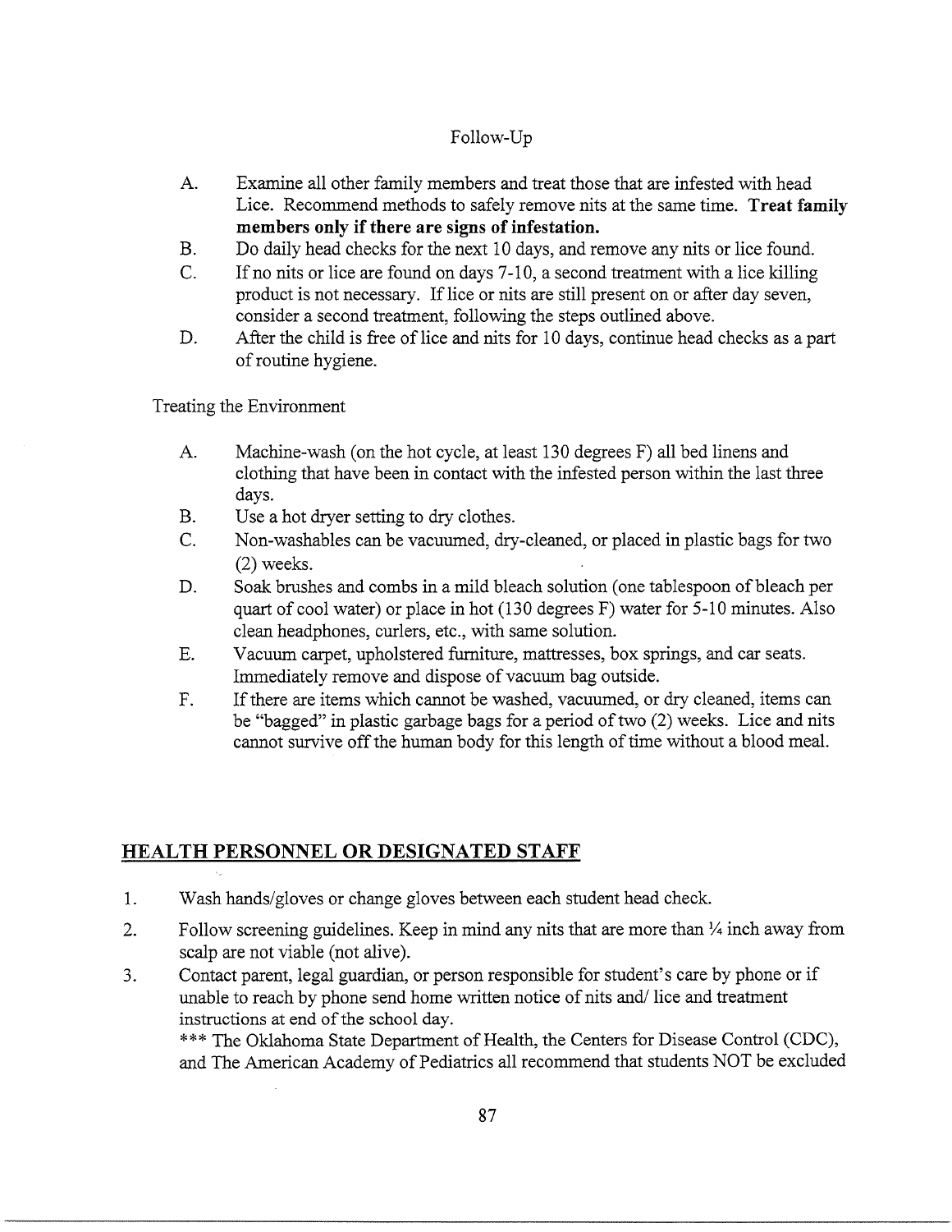Follow-Up

A. Examine all other family members and treat those that are infested with head Lice. Recommend methods to safely remove nits at the same time. **Treat family members only if there are signs of infestation.**

B. Do daily head checks for the next 10 days, and remove any nits or lice found.

C. If no nits or lice are found on days 7-10, a second treatment with a lice killing product is not necessary. If lice or nits are still present on or after day seven, consider a second treatment, following the steps outlined above.

D. After the child is free of lice and nits for 10 days, continue head checks as a part of routine hygiene.

Treating the Environment

A. Machine-wash (on the hot cycle, at least 130 degrees F) all bed linens and clothing that have been in contact with the infested person within the last three days.

B. Use a hot dryer setting to dry clothes.

C. Non-washables can be vacuumed, dry-cleaned, or placed in plastic bags for two (2) weeks.

D. Soak brushes and combs in a mild bleach solution (one tablespoon of bleach per quart of cool water) or place in hot (130 degrees F) water for 5-10 minutes. Also clean headphones, curlers, etc., with same solution.

E. Vacuum carpet, upholstered furniture, mattresses, box springs, and car seats. Immediately remove and dispose of vacuum bag outside.

F. If there are items which cannot be washed, vacuumed, or dry cleaned, items can be "bagged" in plastic garbage bags for a period of two (2) weeks. Lice and nits cannot survive off the human body for this length of time without a blood meal.

## HEALTH PERSONNEL OR DESIGNATED STAFF

1. Wash hands/gloves or change gloves between each student head check.

2. Follow screening guidelines. Keep in mind any nits that are more than ¼ inch away from scalp are not viable (not alive).

3. Contact parent, legal guardian, or person responsible for student's care by phone or if unable to reach by phone send home written notice of nits and/ lice and treatment instructions at end of the school day.

   *** The Oklahoma State Department of Health, the Centers for Disease Control (CDC), and The American Academy of Pediatrics all recommend that students NOT be excluded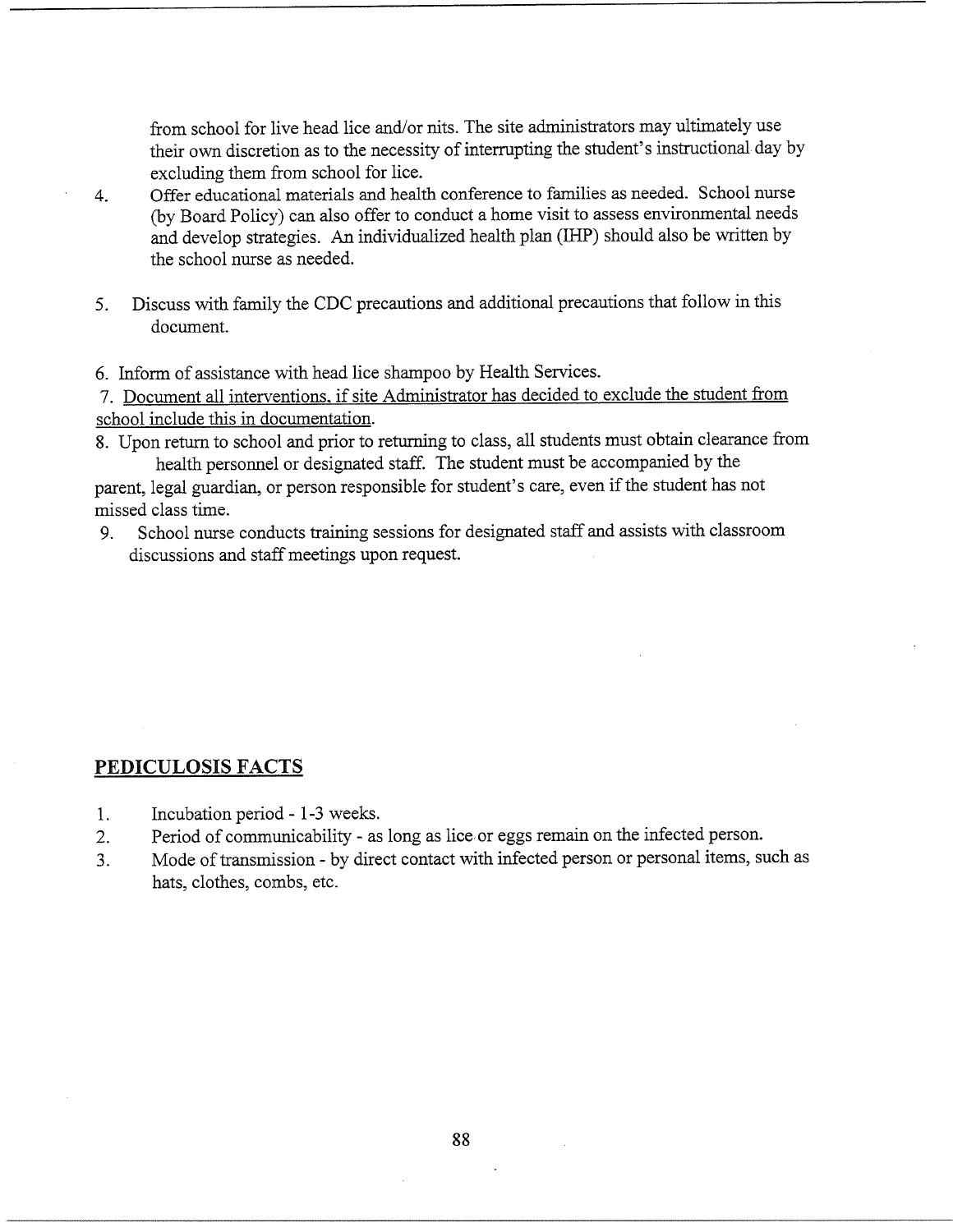from school for live head lice and/or nits. The site administrators may ultimately use their own discretion as to the necessity of interrupting the student's instructional day by excluding them from school for lice.

4. Offer educational materials and health conference to families as needed. School nurse (by Board Policy) can also offer to conduct a home visit to assess environmental needs and develop strategies. An individualized health plan (IHP) should also be written by the school nurse as needed.

5. Discuss with family the CDC precautions and additional precautions that follow in this document.

6. Inform of assistance with head lice shampoo by Health Services.

7. <u>Document all interventions, if site Administrator has decided to exclude the student from school include this in documentation.</u>

8. Upon return to school and prior to returning to class, all students must obtain clearance from health personnel or designated staff. The student must be accompanied by the parent, legal guardian, or person responsible for student's care, even if the student has not missed class time.

9. School nurse conducts training sessions for designated staff and assists with classroom discussions and staff meetings upon request.

## PEDICULOSIS FACTS

1. Incubation period - 1-3 weeks.
2. Period of communicability - as long as lice or eggs remain on the infected person.
3. Mode of transmission - by direct contact with infected person or personal items, such as hats, clothes, combs, etc.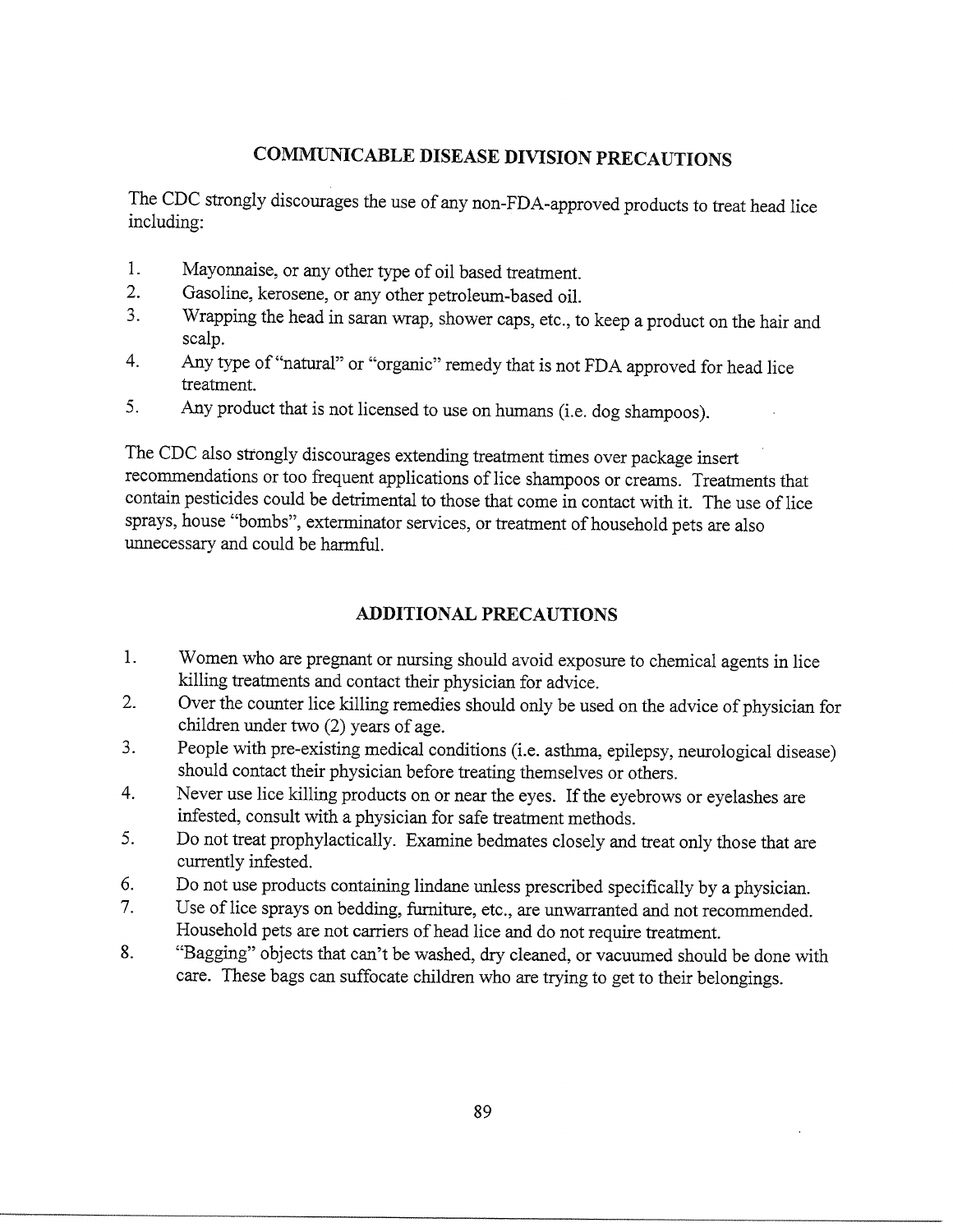## COMMUNICABLE DISEASE DIVISION PRECAUTIONS

The CDC strongly discourages the use of any non-FDA-approved products to treat head lice including:

1. Mayonnaise, or any other type of oil based treatment.
2. Gasoline, kerosene, or any other petroleum-based oil.
3. Wrapping the head in saran wrap, shower caps, etc., to keep a product on the hair and scalp.
4. Any type of "natural" or "organic" remedy that is not FDA approved for head lice treatment.
5. Any product that is not licensed to use on humans (i.e. dog shampoos).

The CDC also strongly discourages extending treatment times over package insert recommendations or too frequent applications of lice shampoos or creams. Treatments that contain pesticides could be detrimental to those that come in contact with it. The use of lice sprays, house "bombs", exterminator services, or treatment of household pets are also unnecessary and could be harmful.

## ADDITIONAL PRECAUTIONS

1. Women who are pregnant or nursing should avoid exposure to chemical agents in lice killing treatments and contact their physician for advice.
2. Over the counter lice killing remedies should only be used on the advice of physician for children under two (2) years of age.
3. People with pre-existing medical conditions (i.e. asthma, epilepsy, neurological disease) should contact their physician before treating themselves or others.
4. Never use lice killing products on or near the eyes. If the eyebrows or eyelashes are infested, consult with a physician for safe treatment methods.
5. Do not treat prophylactically. Examine bedmates closely and treat only those that are currently infested.
6. Do not use products containing lindane unless prescribed specifically by a physician.
7. Use of lice sprays on bedding, furniture, etc., are unwarranted and not recommended. Household pets are not carriers of head lice and do not require treatment.
8. "Bagging" objects that can't be washed, dry cleaned, or vacuumed should be done with care. These bags can suffocate children who are trying to get to their belongings.